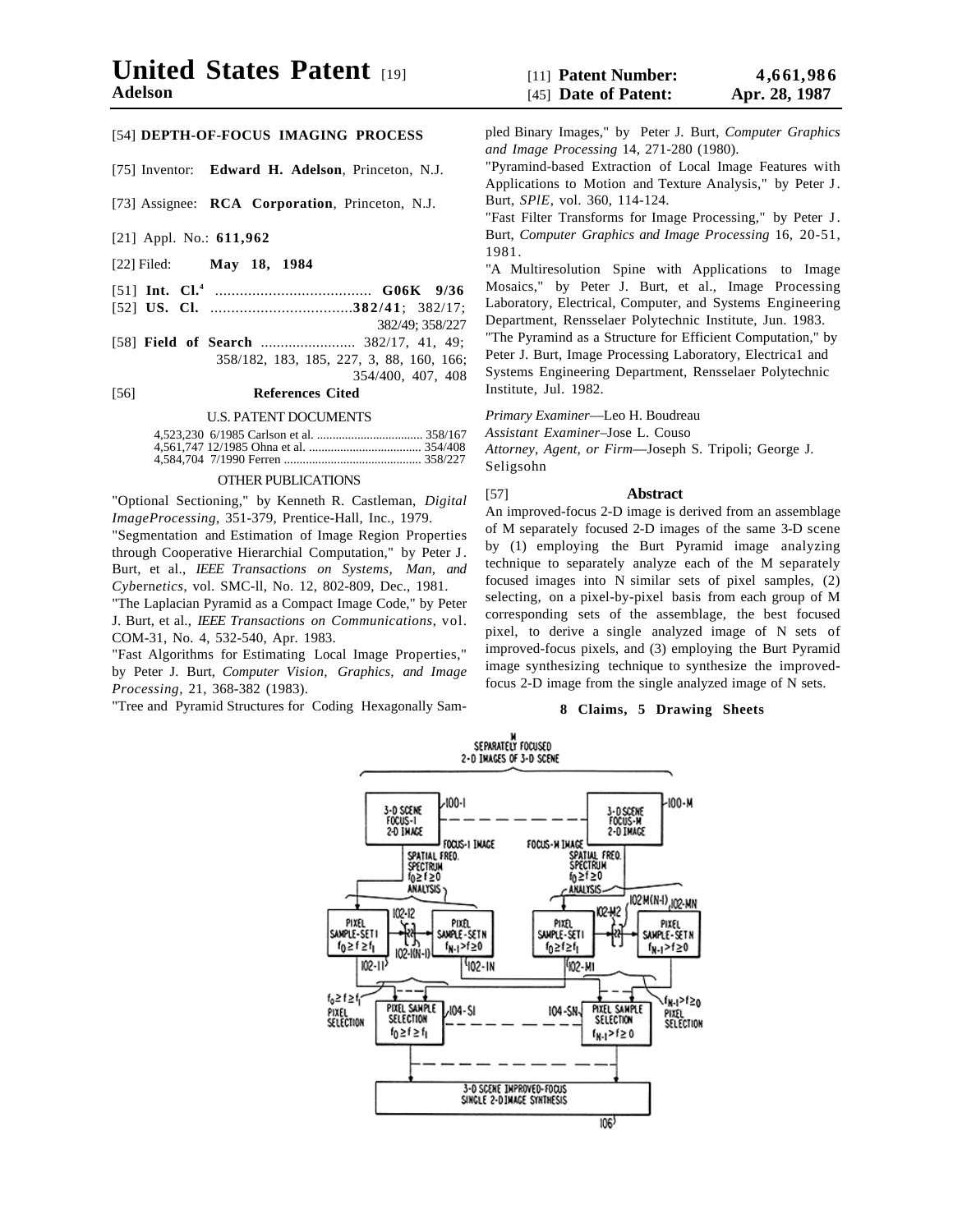# United States Patent [19]

**Adelson**

[11] **Patent Number:** **4,661,986**

[45] **Date of Patent:** **Apr. 28, 1987**

[54] **DEPTH-OF-FOCUS IMAGING PROCESS**

[75] Inventor: **Edward H. Adelson**, Princeton, N.J.

[73] Assignee: **RCA Corporation**, Princeton, N.J.

[21] Appl. No.: **611,962**

[22] Filed: **May 18, 1984**

[51] **Int. Cl.**[4] ...................................... **G06K 9/36**

[52] **U.S. Cl.** ..................................**382/41**; 382/17; 382/49; 358/227

[58] **Field of Search** ........................ 382/17, 41, 49; 358/182, 183, 185, 227, 3, 88, 160, 166; 354/400, 407, 408

[56] **References Cited**

U.S. PATENT DOCUMENTS

4,523,230 6/1985 Carlson et al. .................................. 358/167
4,561,747 12/1985 Ohna et al. .................................... 354/408
4,584,704 7/1990 Ferren ............................................ 358/227

OTHER PUBLICATIONS

"Optional Sectioning," by Kenneth R. Castleman, *Digital ImageProcessing*, 351-379, Prentice-Hall, Inc., 1979.

"Segmentation and Estimation of Image Region Properties through Cooperative Hierarchial Computation," by Peter J. Burt, et al., *IEEE Transactions on Systems, Man, and Cybernetics*, vol. SMC-ll, No. 12, 802-809, Dec., 1981.

"The Laplacian Pyramid as a Compact Image Code," by Peter J. Burt, et al., *IEEE Transactions on Communications*, vol. COM-31, No. 4, 532-540, Apr. 1983.

"Fast Algorithms for Estimating Local Image Properties," by Peter J. Burt, *Computer Vision, Graphics, and Image Processing*, 21, 368-382 (1983).

"Tree and Pyramid Structures for Coding Hexagonally Sampled Binary Images," by Peter J. Burt, *Computer Graphics and Image Processing* 14, 271-280 (1980).

"Pyramid-based Extraction of Local Image Features with Applications to Motion and Texture Analysis," by Peter J. Burt, *SPIE*, vol. 360, 114-124.

"Fast Filter Transforms for Image Processing," by Peter J. Burt, *Computer Graphics and Image Processing* 16, 20-51, 1981.

"A Multiresolution Spine with Applications to Image Mosaics," by Peter J. Burt, et al., Image Processing Laboratory, Electrical, Computer, and Systems Engineering Department, Rensselaer Polytechnic Institute, Jun. 1983.

"The Pyramind as a Structure for Efficient Computation," by Peter J. Burt, Image Processing Laboratory, Electrica1 and Systems Engineering Department, Rensselaer Polytechnic Institute, Jul. 1982.

*Primary Examiner*—Leo H. Boudreau
*Assistant Examiner*–Jose L. Couso
*Attorney, Agent, or Firm*—Joseph S. Tripoli; George J. Seligsohn

[57] **Abstract**

An improved-focus 2-D image is derived from an assemblage of M separately focused 2-D images of the same 3-D scene by (1) employing the Burt Pyramid image analyzing technique to separately analyze each of the M separately focused images into N similar sets of pixel samples, (2) selecting, on a pixel-by-pixel basis from each group of M corresponding sets of the assemblage, the best focused pixel, to derive a single analyzed image of N sets of improved-focus pixels, and (3) employing the Burt Pyramid image synthesizing technique to synthesize the improved-focus 2-D image from the single analyzed image of N sets.

**8 Claims, 5 Drawing Sheets**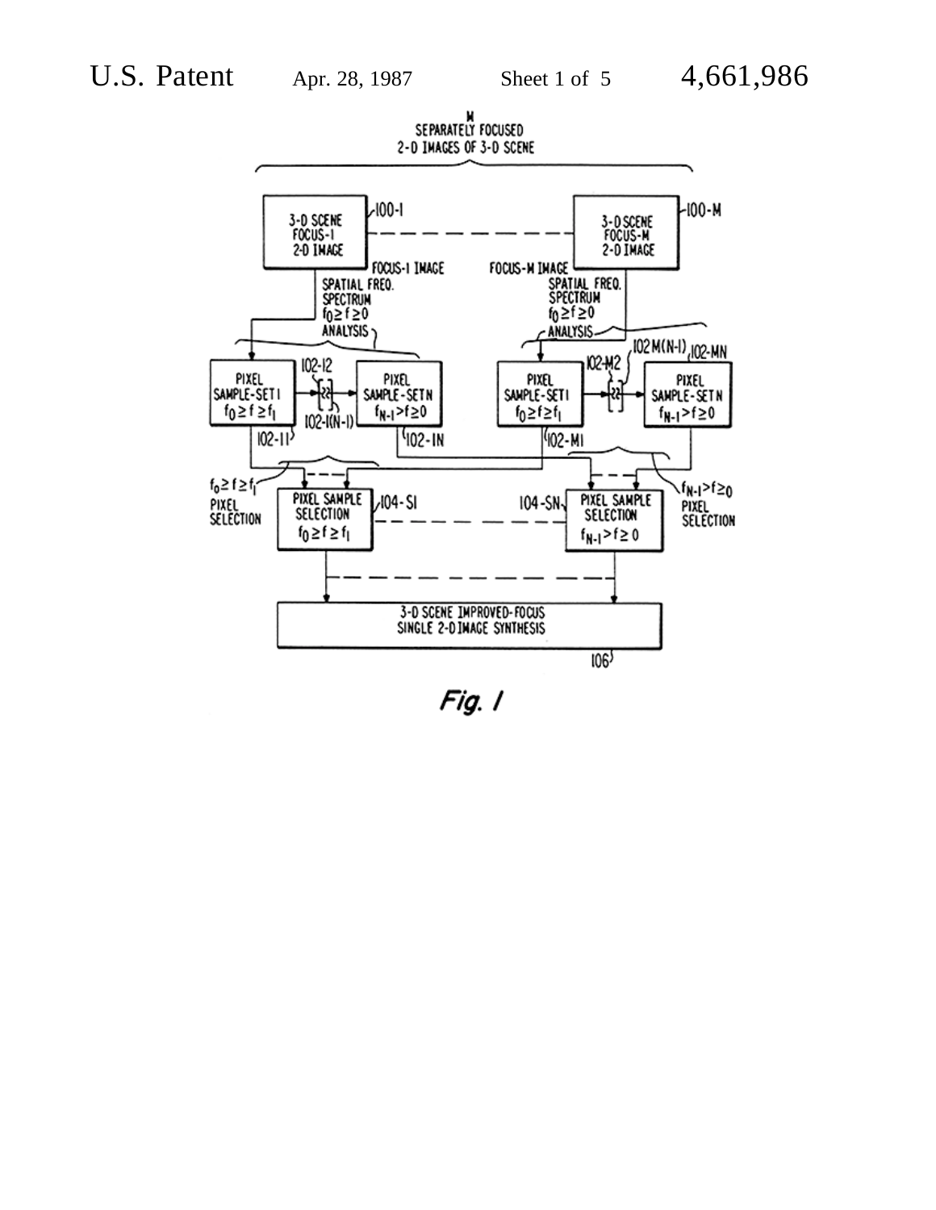M SEPARATELY FOCUSED 2-D IMAGES OF 3-D SCENE

3-D SCENE FOCUS-1 2-D IMAGE (100-1)

3-D SCENE FOCUS-M 2-D IMAGE (100-M)

FOCUS-1 IMAGE — SPATIAL FREQ. SPECTRUM $f_0 \geq f \geq 0$ ANALYSIS

FOCUS-M IMAGE — SPATIAL FREQ. SPECTRUM $f_0 \geq f \geq 0$ ANALYSIS

PIXEL SAMPLE-SET 1 $f_0 \geq f \geq f_1$ (102-11)

102-12

102-1(N-1)

PIXEL SAMPLE-SET N $f_{N-1} > f \geq 0$ (102-1N)

PIXEL SAMPLE-SET 1 $f_0 \geq f \geq f_1$ (102-M1)

102-M2

102M(N-1)

PIXEL SAMPLE-SET N $f_{N-1} > f \geq 0$ (102-MN)

$f_0 \geq f \geq f_1$ PIXEL SELECTION

PIXEL SAMPLE SELECTION $f_0 \geq f \geq f_1$ (104-S1)

PIXEL SAMPLE SELECTION $f_{N-1} > f \geq 0$ (104-SN)

$f_{N-1} > f \geq 0$ PIXEL SELECTION

3-D SCENE IMPROVED-FOCUS SINGLE 2-D IMAGE SYNTHESIS (106)

*Fig. 1*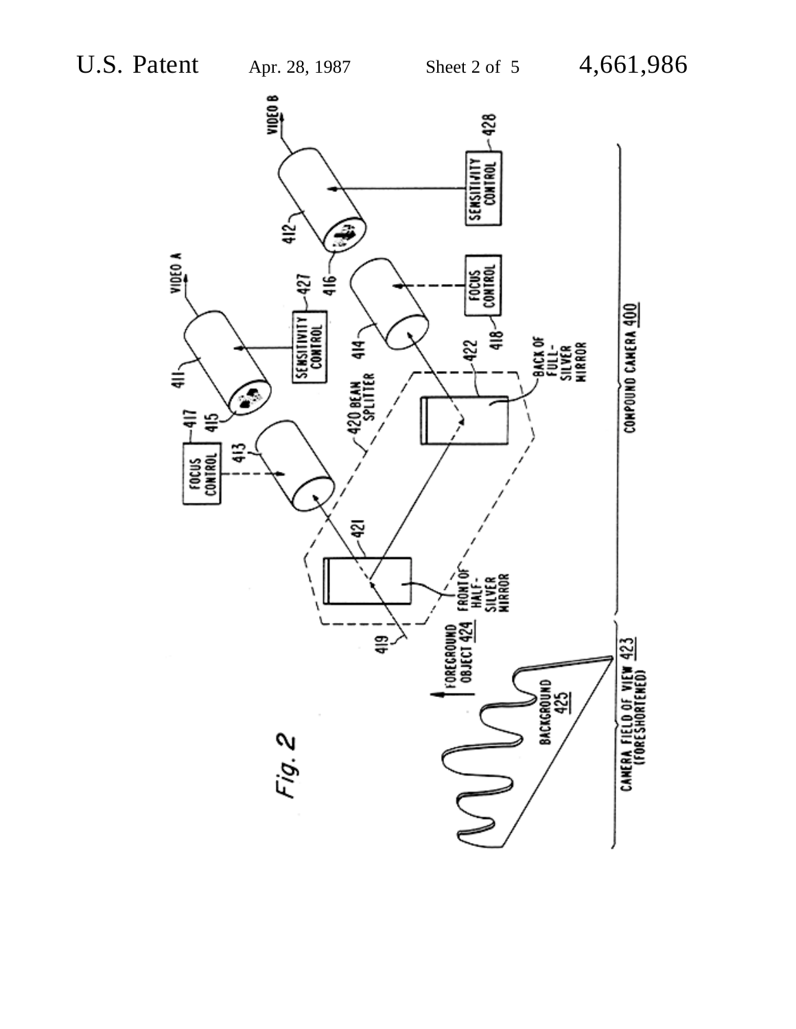Fig. 2

VIDEO A

VIDEO B

411

412

413

414

415

416

417 FOCUS CONTROL

418 FOCUS CONTROL

427 SENSITIVITY CONTROL

428 SENSITIVITY CONTROL

419

420 BEAM SPLITTER

421

422

FRONT OF HALF-SILVER MIRROR

BACK OF FULL-SILVER MIRROR

FOREGROUND OBJECT 424

BACKGROUND 425

CAMERA FIELD OF VIEW 423 (FORESHORTENED)

COMPOUND CAMERA 400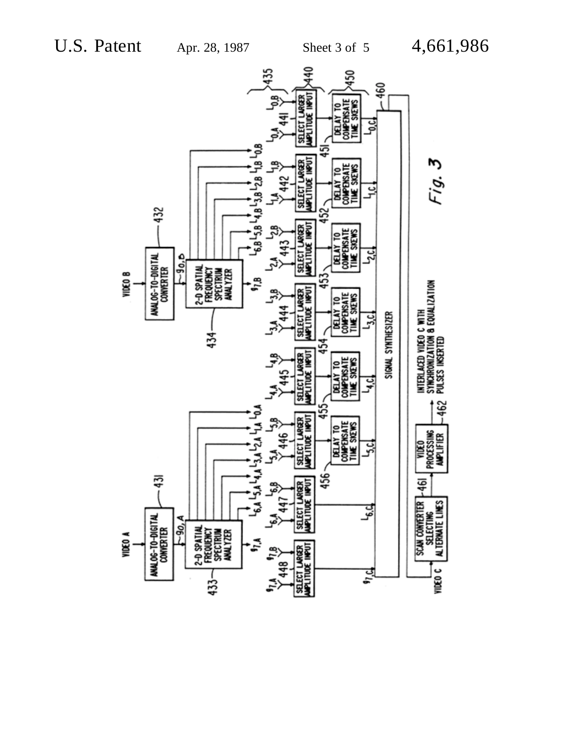Fig. 3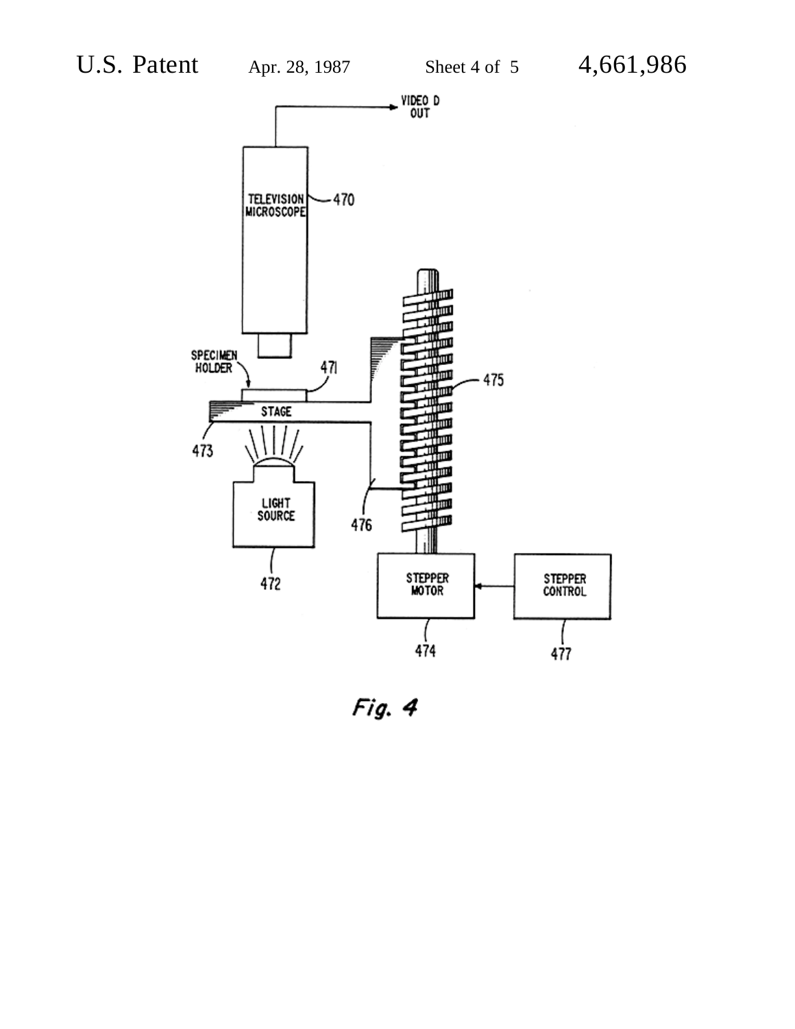VIDEO D OUT

TELEVISION MICROSCOPE 470

SPECIMEN HOLDER 471

STAGE 473

475

LIGHT SOURCE 472

476

STEPPER MOTOR 474

STEPPER CONTROL 477

*Fig. 4*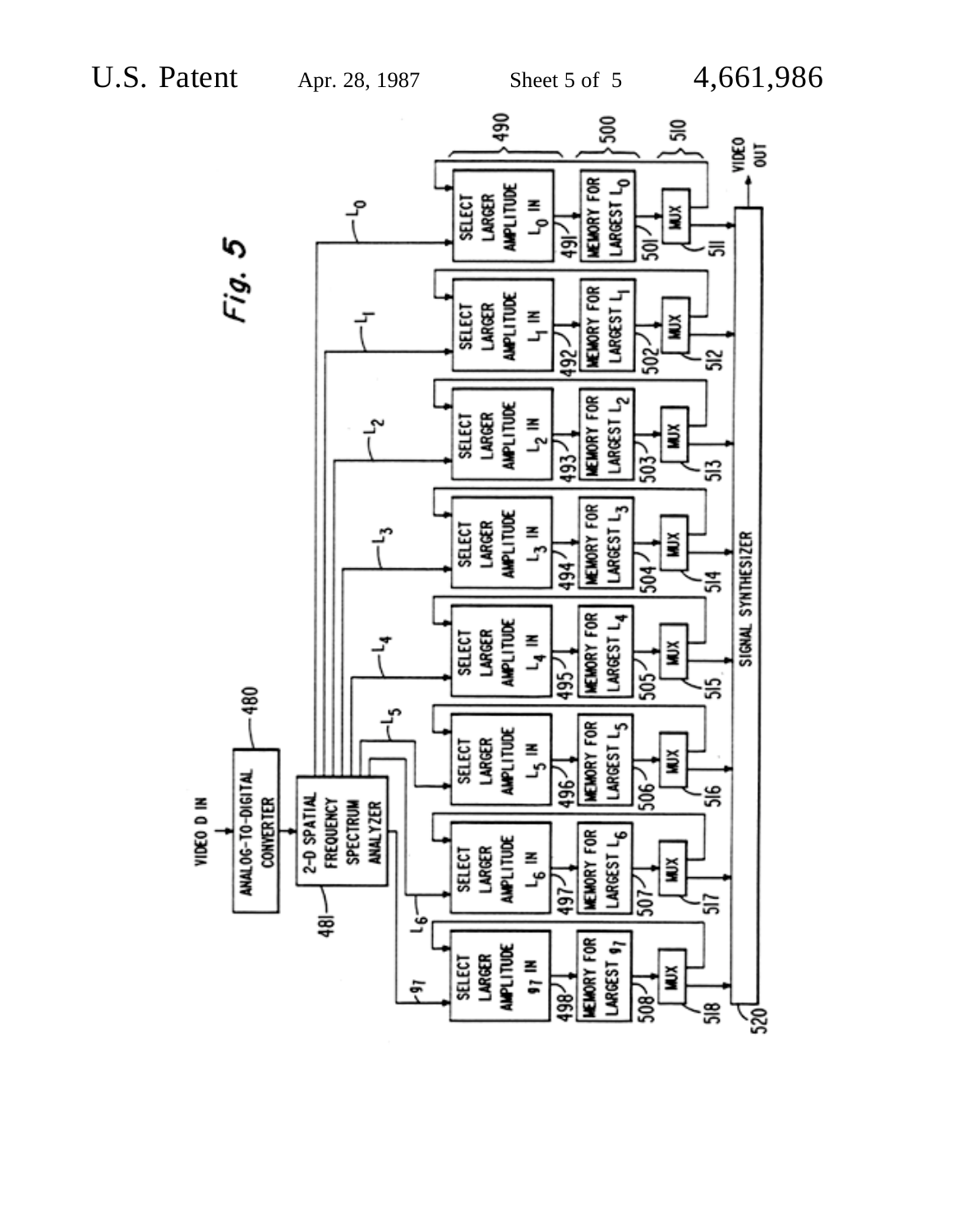Fig. 5

VIDEO D IN

ANALOG-TO-DIGITAL CONVERTER (480)

2-D SPATIAL FREQUENCY SPECTRUM ANALYZER (481)

$L_0$, $L_1$, $L_2$, $L_3$, $L_4$, $L_5$, $L_6$, $g_7$

490: SELECT LARGER AMPLITUDE $L_0$ IN (491); SELECT LARGER AMPLITUDE $L_1$ IN (492); SELECT LARGER AMPLITUDE $L_2$ IN (493); SELECT LARGER AMPLITUDE $L_3$ IN (494); SELECT LARGER AMPLITUDE $L_4$ IN (495); SELECT LARGER AMPLITUDE $L_5$ IN (496); SELECT LARGER AMPLITUDE $L_6$ IN (497); SELECT LARGER AMPLITUDE $g_7$ IN (498)

500: MEMORY FOR LARGEST $L_0$ (501); MEMORY FOR LARGEST $L_1$ (502); MEMORY FOR LARGEST $L_2$ (503); MEMORY FOR LARGEST $L_3$ (504); MEMORY FOR LARGEST $L_4$ (505); MEMORY FOR LARGEST $L_5$ (506); MEMORY FOR LARGEST $L_6$ (507); MEMORY FOR LARGEST $g_7$ (508)

510: MUX (511); MUX (512); MUX (513); MUX (514); MUX (515); MUX (516); MUX (517); MUX (518)

SIGNAL SYNTHESIZER (520)

VIDEO OUT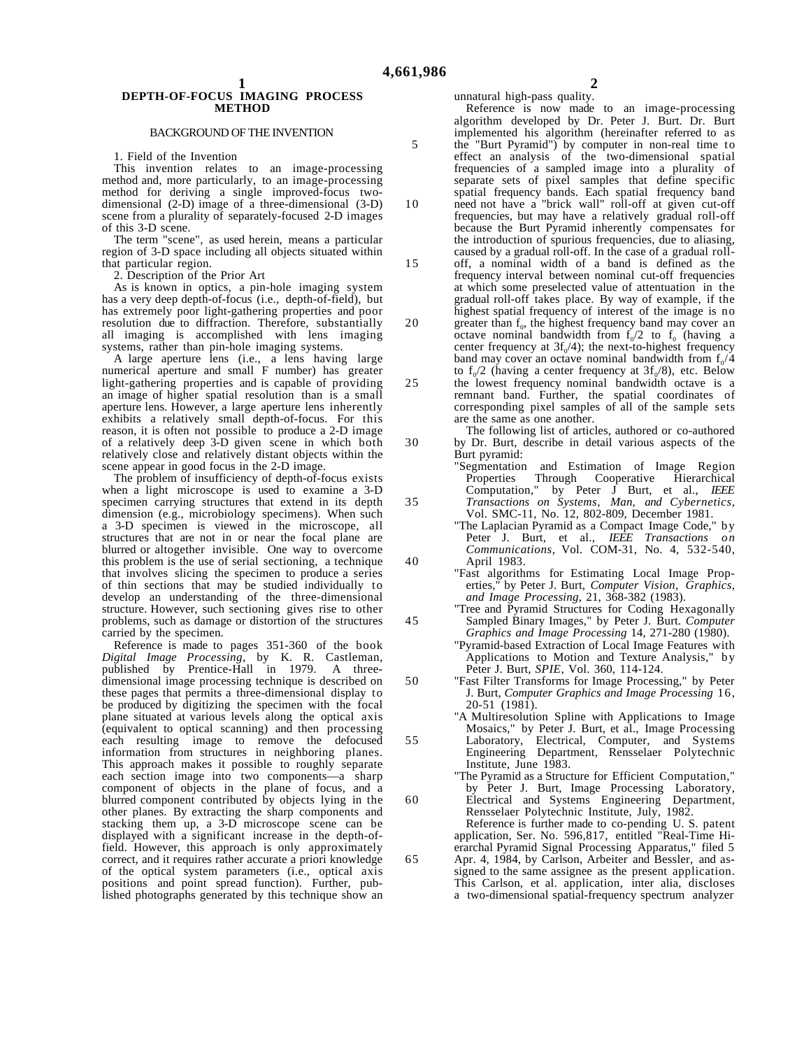# DEPTH-OF-FOCUS IMAGING PROCESS METHOD

## BACKGROUND OF THE INVENTION

1. Field of the Invention

This invention relates to an image-processing method and, more particularly, to an image-processing method for deriving a single improved-focus two-dimensional (2-D) image of a three-dimensional (3-D) scene from a plurality of separately-focused 2-D images of this 3-D scene.

The term "scene", as used herein, means a particular region of 3-D space including all objects situated within that particular region.

2. Description of the Prior Art

As is known in optics, a pin-hole imaging system has a very deep depth-of-focus (i.e., depth-of-field), but has extremely poor light-gathering properties and poor resolution due to diffraction. Therefore, substantially all imaging is accomplished with lens imaging systems, rather than pin-hole imaging systems.

A large aperture lens (i.e., a lens having large numerical aperture and small F number) has greater light-gathering properties and is capable of providing an image of higher spatial resolution than is a small aperture lens. However, a large aperture lens inherently exhibits a relatively small depth-of-focus. For this reason, it is often not possible to produce a 2-D image of a relatively deep 3-D given scene in which both relatively close and relatively distant objects within the scene appear in good focus in the 2-D image.

The problem of insufficiency of depth-of-focus exists when a light microscope is used to examine a 3-D specimen carrying structures that extend in its depth dimension (e.g., microbiology specimens). When such a 3-D specimen is viewed in the microscope, all structures that are not in or near the focal plane are blurred or altogether invisible. One way to overcome this problem is the use of serial sectioning, a technique that involves slicing the specimen to produce a series of thin sections that may be studied individually to develop an understanding of the three-dimensional structure. However, such sectioning gives rise to other problems, such as damage or distortion of the structures carried by the specimen.

Reference is made to pages 351-360 of the book *Digital Image Processing*, by K. R. Castleman, published by Prentice-Hall in 1979. A three-dimensional image processing technique is described on these pages that permits a three-dimensional display to be produced by digitizing the specimen with the focal plane situated at various levels along the optical axis (equivalent to optical scanning) and then processing each resulting image to remove the defocused information from structures in neighboring planes. This approach makes it possible to roughly separate each section image into two components—a sharp component of objects in the plane of focus, and a blurred component contributed by objects lying in the other planes. By extracting the sharp components and stacking them up, a 3-D microscope scene can be displayed with a significant increase in the depth-of-field. However, this approach is only approximately correct, and it requires rather accurate a priori knowledge of the optical system parameters (i.e., optical axis positions and point spread function). Further, published photographs generated by this technique show an unnatural high-pass quality.

Reference is now made to an image-processing algorithm developed by Dr. Peter J. Burt. Dr. Burt implemented his algorithm (hereinafter referred to as the "Burt Pyramid") by computer in non-real time to effect an analysis of the two-dimensional spatial frequencies of a sampled image into a plurality of separate sets of pixel samples that define specific spatial frequency bands. Each spatial frequency band need not have a "brick wall" roll-off at given cut-off frequencies, but may have a relatively gradual roll-off because the Burt Pyramid inherently compensates for the introduction of spurious frequencies, due to aliasing, caused by a gradual roll-off. In the case of a gradual roll-off, a nominal width of a band is defined as the frequency interval between nominal cut-off frequencies at which some preselected value of attentuation in the gradual roll-off takes place. By way of example, if the highest spatial frequency of interest of the image is no greater than $f_0$, the highest frequency band may cover an octave nominal bandwidth from $f_0/2$ to $f_0$ (having a center frequency at $3f_0/4$); the next-to-highest frequency band may cover an octave nominal bandwidth from $f_0/4$ to $f_0/2$ (having a center frequency at $3f_0/8$), etc. Below the lowest frequency nominal bandwidth octave is a remnant band. Further, the spatial coordinates of corresponding pixel samples of all of the sample sets are the same as one another.

The following list of articles, authored or co-authored by Dr. Burt, describe in detail various aspects of the Burt pyramid:

"Segmentation and Estimation of Image Region Properties Through Cooperative Hierarchical Computation," by Peter J Burt, et al., *IEEE Transactions on Systems, Man, and Cybernetics*, Vol. SMC-11, No. 12, 802-809, December 1981.

"The Laplacian Pyramid as a Compact Image Code," by Peter J. Burt, et al., *IEEE Transactions on Communications*, Vol. COM-31, No. 4, 532-540, April 1983.

"Fast algorithms for Estimating Local Image Properties," by Peter J. Burt, *Computer Vision, Graphics, and Image Processing*, 21, 368-382 (1983).

"Tree and Pyramid Structures for Coding Hexagonally Sampled Binary Images," by Peter J. Burt. *Computer Graphics and Image Processing* 14, 271-280 (1980).

"Pyramid-based Extraction of Local Image Features with Applications to Motion and Texture Analysis," by Peter J. Burt, *SPIE*, Vol. 360, 114-124.

"Fast Filter Transforms for Image Processing," by Peter J. Burt, *Computer Graphics and Image Processing* 16, 20-51 (1981).

"A Multiresolution Spline with Applications to Image Mosaics," by Peter J. Burt, et al., Image Processing Laboratory, Electrical, Computer, and Systems Engineering Department, Rensselaer Polytechnic Institute, June 1983.

"The Pyramid as a Structure for Efficient Computation," by Peter J. Burt, Image Processing Laboratory, Electrical and Systems Engineering Department, Rensselaer Polytechnic Institute, July, 1982.

Reference is further made to co-pending U. S. patent application, Ser. No. 596,817, entitled "Real-Time Hierarchal Pyramid Signal Processing Apparatus," filed Apr. 4, 1984, by Carlson, Arbeiter and Bessler, and assigned to the same assignee as the present application. This Carlson, et al. application, inter alia, discloses a two-dimensional spatial-frequency spectrum analyzer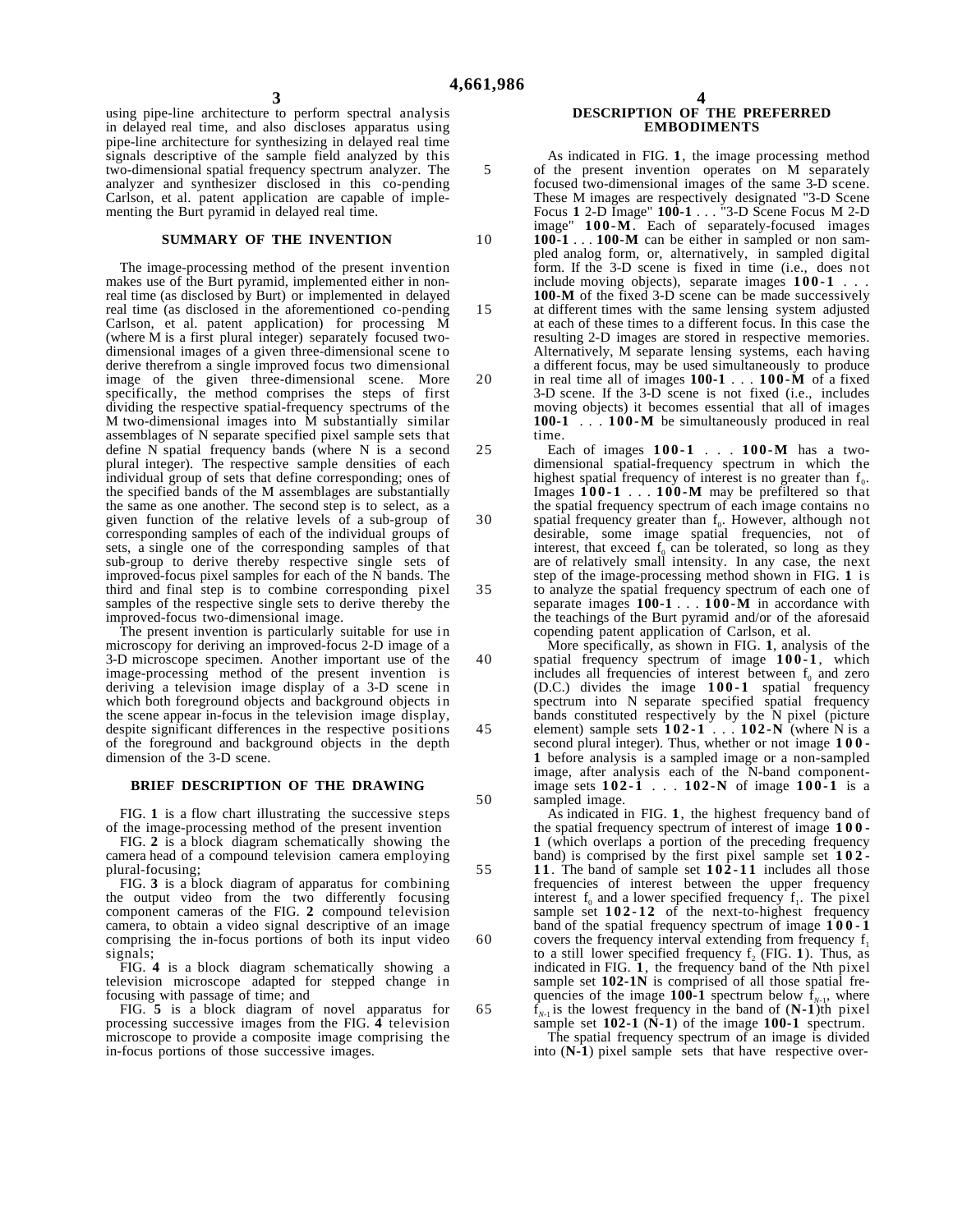using pipe-line architecture to perform spectral analysis in delayed real time, and also discloses apparatus using pipe-line architecture for synthesizing in delayed real time signals descriptive of the sample field analyzed by this two-dimensional spatial frequency spectrum analyzer. The analyzer and synthesizer disclosed in this co-pending Carlson, et al. patent application are capable of implementing the Burt pyramid in delayed real time.

## SUMMARY OF THE INVENTION

The image-processing method of the present invention makes use of the Burt pyramid, implemented either in non-real time (as disclosed by Burt) or implemented in delayed real time (as disclosed in the aforementioned co-pending Carlson, et al. patent application) for processing M (where M is a first plural integer) separately focused two-dimensional images of a given three-dimensional scene to derive therefrom a single improved focus two dimensional image of the given three-dimensional scene. More specifically, the method comprises the steps of first dividing the respective spatial-frequency spectrums of the M two-dimensional images into M substantially similar assemblages of N separate specified pixel sample sets that define N spatial frequency bands (where N is a second plural integer). The respective sample densities of each individual group of sets that define corresponding; ones of the specified bands of the M assemblages are substantially the same as one another. The second step is to select, as a given function of the relative levels of a sub-group of corresponding samples of each of the individual groups of sets, a single one of the corresponding samples of that sub-group to derive thereby respective single sets of improved-focus pixel samples for each of the N bands. The third and final step is to combine corresponding pixel samples of the respective single sets to derive thereby the improved-focus two-dimensional image.

The present invention is particularly suitable for use in microscopy for deriving an improved-focus 2-D image of a 3-D microscope specimen. Another important use of the image-processing method of the present invention is deriving a television image display of a 3-D scene in which both foreground objects and background objects in the scene appear in-focus in the television image display, despite significant differences in the respective positions of the foreground and background objects in the depth dimension of the 3-D scene.

## BRIEF DESCRIPTION OF THE DRAWING

FIG. **1** is a flow chart illustrating the successive steps of the image-processing method of the present invention

FIG. **2** is a block diagram schematically showing the camera head of a compound television camera employing plural-focusing;

FIG. **3** is a block diagram of apparatus for combining the output video from the two differently focusing component cameras of the FIG. **2** compound television camera, to obtain a video signal descriptive of an image comprising the in-focus portions of both its input video signals;

FIG. **4** is a block diagram schematically showing a television microscope adapted for stepped change in focusing with passage of time; and

FIG. **5** is a block diagram of novel apparatus for processing successive images from the FIG. **4** television microscope to provide a composite image comprising the in-focus portions of those successive images.

## DESCRIPTION OF THE PREFERRED EMBODIMENTS

As indicated in FIG. **1**, the image processing method of the present invention operates on M separately focused two-dimensional images of the same 3-D scene. These M images are respectively designated "3-D Scene Focus **1** 2-D Image" **100-1** . . . "3-D Scene Focus M 2-D image" **100-M**. Each of separately-focused images **100-1** . . . **100-M** can be either in sampled or non sampled analog form, or, alternatively, in sampled digital form. If the 3-D scene is fixed in time (i.e., does not include moving objects), separate images **100-1** . . . **100-M** of the fixed 3-D scene can be made successively at different times with the same lensing system adjusted at each of these times to a different focus. In this case the resulting 2-D images are stored in respective memories. Alternatively, M separate lensing systems, each having a different focus, may be used simultaneously to produce in real time all of images **100-1** . . . **100-M** of a fixed 3-D scene. If the 3-D scene is not fixed (i.e., includes moving objects) it becomes essential that all of images **100-1** . . . **100-M** be simultaneously produced in real time.

Each of images **100-1** . . . **100-M** has a two-dimensional spatial-frequency spectrum in which the highest spatial frequency of interest is no greater than $f_0$. Images **100-1** . . . **100-M** may be prefiltered so that the spatial frequency spectrum of each image contains no spatial frequency greater than $f_0$. However, although not desirable, some image spatial frequencies, not of interest, that exceed $f_0$ can be tolerated, so long as they are of relatively small intensity. In any case, the next step of the image-processing method shown in FIG. **1** is to analyze the spatial frequency spectrum of each one of separate images **100-1** . . . **100-M** in accordance with the teachings of the Burt pyramid and/or of the aforesaid copending patent application of Carlson, et al.

More specifically, as shown in FIG. **1**, analysis of the spatial frequency spectrum of image **100-1**, which includes all frequencies of interest between $f_0$ and zero (D.C.) divides the image **100-1** spatial frequency spectrum into N separate specified spatial frequency bands constituted respectively by the N pixel (picture element) sample sets **102-1** . . . **102-N** (where N is a second plural integer). Thus, whether or not image **100-1** before analysis is a sampled image or a non-sampled image, after analysis each of the N-band component-image sets **102-1** . . . **102-N** of image **100-1** is a sampled image.

As indicated in FIG. **1**, the highest frequency band of the spatial frequency spectrum of interest of image **100-1** (which overlaps a portion of the preceding frequency band) is comprised by the first pixel sample set **102-11**. The band of sample set **102-11** includes all those frequencies of interest between the upper frequency interest $f_0$ and a lower specified frequency $f_1$. The pixel sample set **102-12** of the next-to-highest frequency band of the spatial frequency spectrum of image **100-1** covers the frequency interval extending from frequency $f_1$ to a still lower specified frequency $f_2$ (FIG. **1**). Thus, as indicated in FIG. **1**, the frequency band of the Nth pixel sample set **102-1N** is comprised of all those spatial frequencies of the image **100-1** spectrum below $f_{N-1}$, where $f_{N-1}$ is the lowest frequency in the band of (**N-1**)th pixel sample set **102-1** (**N-1**) of the image **100-1** spectrum.

The spatial frequency spectrum of an image is divided into (**N-1**) pixel sample sets that have respective over-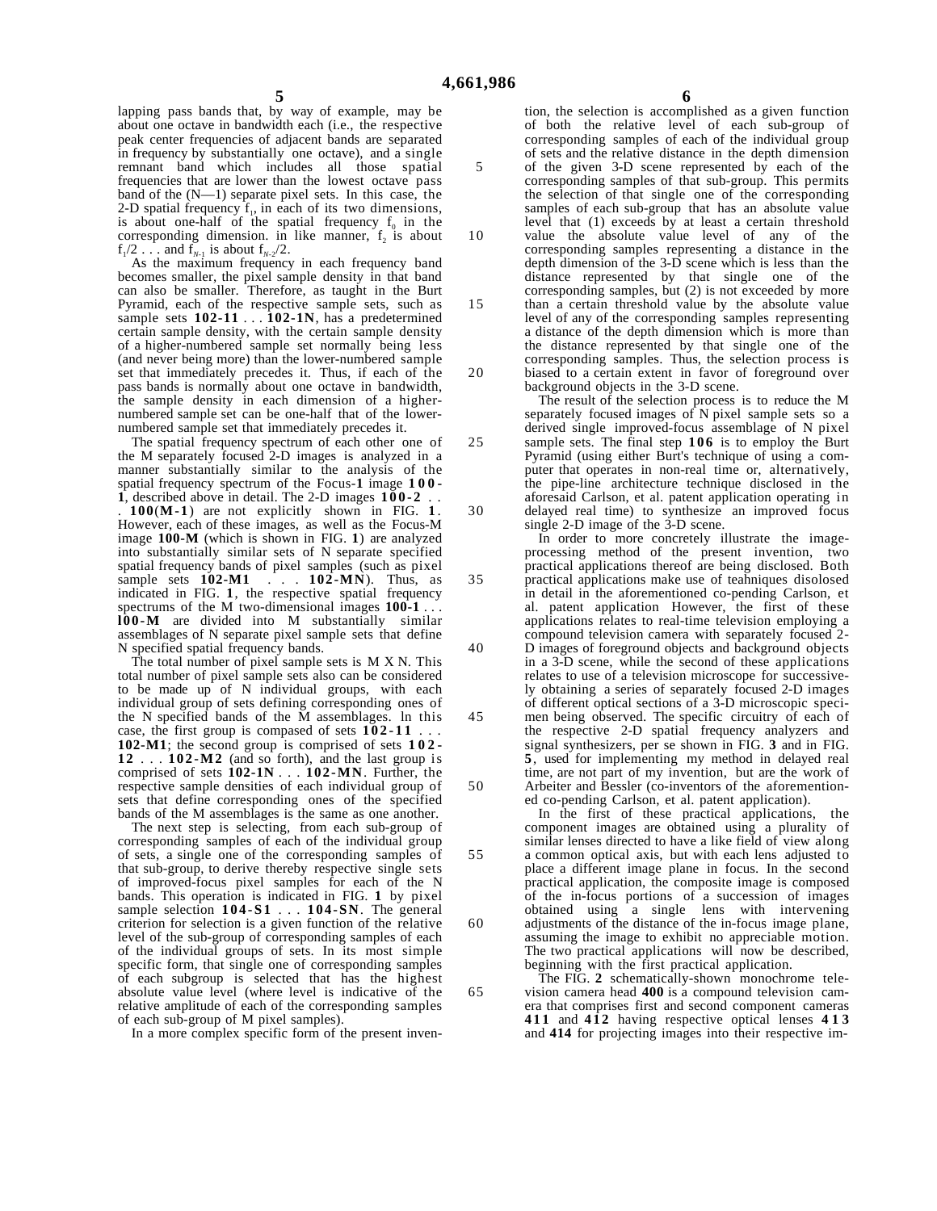lapping pass bands that, by way of example, may be about one octave in bandwidth each (i.e., the respective peak center frequencies of adjacent bands are separated in frequency by substantially one octave), and a single remnant band which includes all those spatial frequencies that are lower than the lowest octave pass band of the (N—1) separate pixel sets. In this case, the 2-D spatial frequency $f_1$, in each of its two dimensions, is about one-half of the spatial frequency $f_0$ in the corresponding dimension. in like manner, $f_2$ is about $f_1/2$ . . . and $f_{N-1}$ is about $f_{N-2}/2$.

As the maximum frequency in each frequency band becomes smaller, the pixel sample density in that band can also be smaller. Therefore, as taught in the Burt Pyramid, each of the respective sample sets, such as sample sets **102-11** . . . **102-1N**, has a predetermined certain sample density, with the certain sample density of a higher-numbered sample set normally being less (and never being more) than the lower-numbered sample set that immediately precedes it. Thus, if each of the pass bands is normally about one octave in bandwidth, the sample density in each dimension of a higher-numbered sample set can be one-half that of the lower-numbered sample set that immediately precedes it.

The spatial frequency spectrum of each other one of the M separately focused 2-D images is analyzed in a manner substantially similar to the analysis of the spatial frequency spectrum of the Focus-**1** image **100-1**, described above in detail. The 2-D images **100-2** . . . **100**(**M-1**) are not explicitly shown in FIG. **1**. However, each of these images, as well as the Focus-M image **100-M** (which is shown in FIG. **1**) are analyzed into substantially similar sets of N separate specified spatial frequency bands of pixel samples (such as pixel sample sets **102-M1** . . . **102-MN**). Thus, as indicated in FIG. **1**, the respective spatial frequency spectrums of the M two-dimensional images **100-1** . . . **100-M** are divided into M substantially similar assemblages of N separate pixel sample sets that define N specified spatial frequency bands.

The total number of pixel sample sets is M X N. This total number of pixel sample sets also can be considered to be made up of N individual groups, with each individual group of sets defining corresponding ones of the N specified bands of the M assemblages. In this case, the first group is compased of sets **102-11** . . . **102-M1**; the second group is comprised of sets **102-12** . . . **102-M2** (and so forth), and the last group is comprised of sets **102-1N** . . . **102-MN**. Further, the respective sample densities of each individual group of sets that define corresponding ones of the specified bands of the M assemblages is the same as one another.

The next step is selecting, from each sub-group of corresponding samples of each of the individual group of sets, a single one of the corresponding samples of that sub-group, to derive thereby respective single sets of improved-focus pixel samples for each of the N bands. This operation is indicated in FIG. **1** by pixel sample selection **104-S1** . . . **104-SN**. The general criterion for selection is a given function of the relative level of the sub-group of corresponding samples of each of the individual groups of sets. In its most simple specific form, that single one of corresponding samples of each subgroup is selected that has the highest absolute value level (where level is indicative of the relative amplitude of each of the corresponding samples of each sub-group of M pixel samples).

In a more complex specific form of the present invention, the selection is accomplished as a given function of both the relative level of each sub-group of corresponding samples of each of the individual group of sets and the relative distance in the depth dimension of the given 3-D scene represented by each of the corresponding samples of that sub-group. This permits the selection of that single one of the corresponding samples of each sub-group that has an absolute value level that (1) exceeds by at least a certain threshold value the absolute value level of any of the corresponding samples representing a distance in the depth dimension of the 3-D scene which is less than the distance represented by that single one of the corresponding samples, but (2) is not exceeded by more than a certain threshold value by the absolute value level of any of the corresponding samples representing a distance of the depth dimension which is more than the distance represented by that single one of the corresponding samples. Thus, the selection process is biased to a certain extent in favor of foreground over background objects in the 3-D scene.

The result of the selection process is to reduce the M separately focused images of N pixel sample sets so a derived single improved-focus assemblage of N pixel sample sets. The final step **106** is to employ the Burt Pyramid (using either Burt's technique of using a computer that operates in non-real time or, alternatively, the pipe-line architecture technique disclosed in the aforesaid Carlson, et al. patent application operating in delayed real time) to synthesize an improved focus single 2-D image of the 3-D scene.

In order to more concretely illustrate the image-processing method of the present invention, two practical applications thereof are being disclosed. Both practical applications make use of teahniques disolosed in detail in the aforementioned co-pending Carlson, et al. patent application However, the first of these applications relates to real-time television employing a compound television camera with separately focused 2-D images of foreground objects and background objects in a 3-D scene, while the second of these applications relates to use of a television microscope for successively obtaining a series of separately focused 2-D images of different optical sections of a 3-D microscopic specimen being observed. The specific circuitry of each of the respective 2-D spatial frequency analyzers and signal synthesizers, per se shown in FIG. **3** and in FIG. **5**, used for implementing my method in delayed real time, are not part of my invention, but are the work of Arbeiter and Bessler (co-inventors of the aforementioned co-pending Carlson, et al. patent application).

In the first of these practical applications, the component images are obtained using a plurality of similar lenses directed to have a like field of view along a common optical axis, but with each lens adjusted to place a different image plane in focus. In the second practical application, the composite image is composed of the in-focus portions of a succession of images obtained using a single lens with intervening adjustments of the distance of the in-focus image plane, assuming the image to exhibit no appreciable motion. The two practical applications will now be described, beginning with the first practical application.

The FIG. **2** schematically-shown monochrome television camera head **400** is a compound television camera that comprises first and second component cameras **411** and **412** having respective optical lenses **413** and **414** for projecting images into their respective im-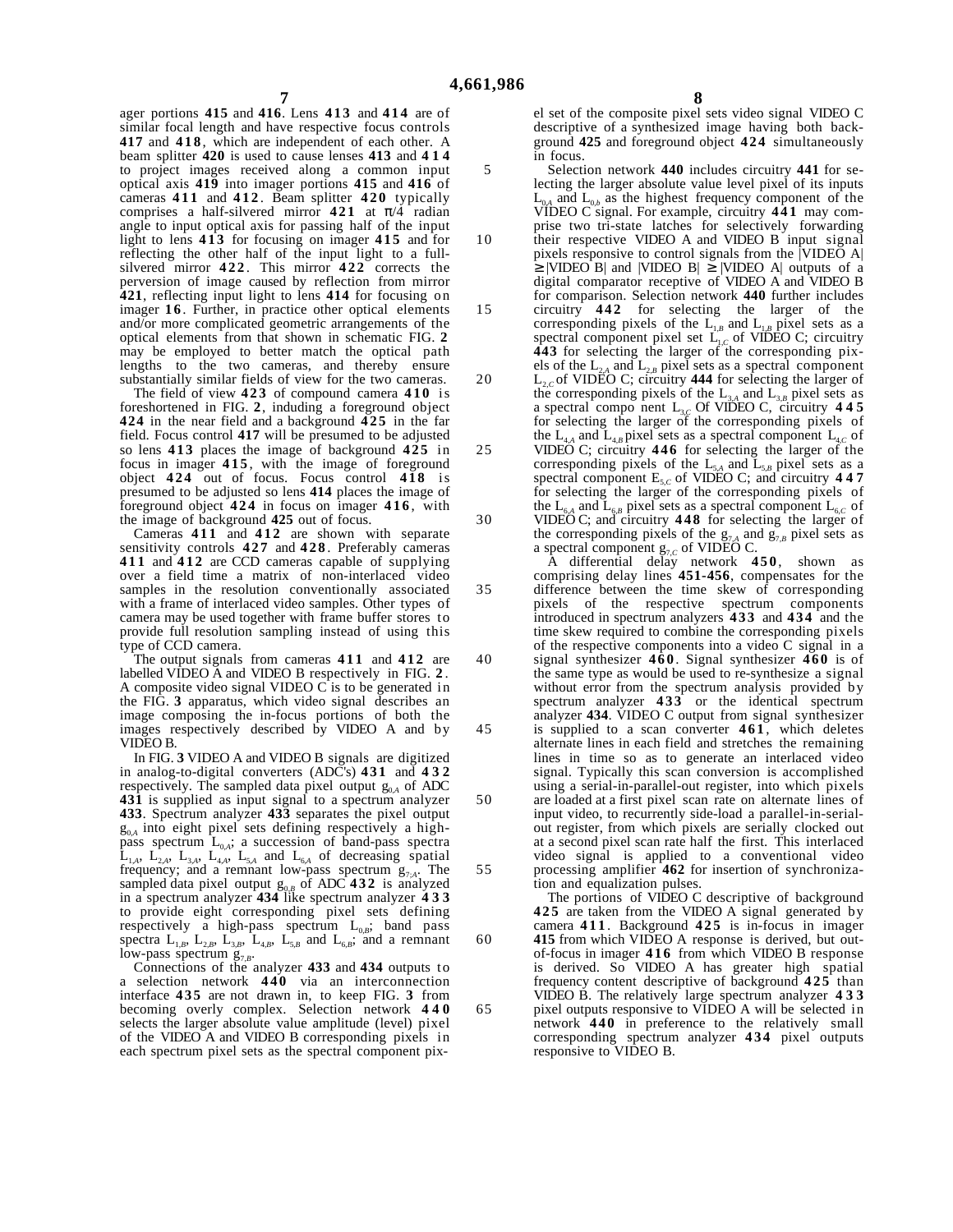ager portions **415** and **416**. Lens **413** and **414** are of similar focal length and have respective focus controls **417** and **418**, which are independent of each other. A beam splitter **420** is used to cause lenses **413** and **414** to project images received along a common input optical axis **419** into imager portions **415** and **416** of cameras **411** and **412**. Beam splitter **420** typically comprises a half-silvered mirror **421** at $\pi/4$ radian angle to input optical axis for passing half of the input light to lens **413** for focusing on imager **415** and for reflecting the other half of the input light to a full-silvered mirror **422**. This mirror **422** corrects the perversion of image caused by reflection from mirror **421**, reflecting input light to lens **414** for focusing on imager **16**. Further, in practice other optical elements and/or more complicated geometric arrangements of the optical elements from that shown in schematic FIG. **2** may be employed to better match the optical path lengths to the two cameras, and thereby ensure substantially similar fields of view for the two cameras.

The field of view **423** of compound camera **410** is foreshortened in FIG. **2**, induding a foreground object **424** in the near field and a background **425** in the far field. Focus control **417** will be presumed to be adjusted so lens **413** places the image of background **425** in focus in imager **415**, with the image of foreground object **424** out of focus. Focus control **418** is presumed to be adjusted so lens **414** places the image of foreground object **424** in focus on imager **416**, with the image of background **425** out of focus.

Cameras **411** and **412** are shown with separate sensitivity controls **427** and **428**. Preferably cameras **411** and **412** are CCD cameras capable of supplying over a field time a matrix of non-interlaced video samples in the resolution conventionally associated with a frame of interlaced video samples. Other types of camera may be used together with frame buffer stores to provide full resolution sampling instead of using this type of CCD camera.

The output signals from cameras **411** and **412** are labelled VIDEO A and VIDEO B respectively in FIG. **2**. A composite video signal VIDEO C is to be generated in the FIG. **3** apparatus, which video signal describes an image composing the in-focus portions of both the images respectively described by VIDEO A and by VIDEO B.

In FIG. **3** VIDEO A and VIDEO B signals are digitized in analog-to-digital converters (ADC's) **431** and **432** respectively. The sampled data pixel output $g_{0,A}$ of ADC **431** is supplied as input signal to a spectrum analyzer **433**. Spectrum analyzer **433** separates the pixel output $g_{0,A}$ into eight pixel sets defining respectively a high-pass spectrum $L_{0,A}$; a succession of band-pass spectra $L_{1,A}$, $L_{2,A}$, $L_{3,A}$, $L_{4,A}$, $L_{5,A}$ and $L_{6,A}$ of decreasing spatial frequency; and a remnant low-pass spectrum $g_{7,A}$. The sampled data pixel output $g_{0,B}$ of ADC **432** is analyzed in a spectrum analyzer **434** like spectrum analyzer **433** to provide eight corresponding pixel sets defining respectively a high-pass spectrum $L_{0,B}$; band pass spectra $L_{1,B}$, $L_{2,B}$, $L_{3,B}$, $L_{4,B}$, $L_{5,B}$ and $L_{6,B}$; and a remnant low-pass spectrum $g_{7,B}$.

Connections of the analyzer **433** and **434** outputs to a selection network **440** via an interconnection interface **435** are not drawn in, to keep FIG. **3** from becoming overly complex. Selection network **440** selects the larger absolute value amplitude (level) pixel of the VIDEO A and VIDEO B corresponding pixels in each spectrum pixel sets as the spectral component pixel set of the composite pixel sets video signal VIDEO C descriptive of a synthesized image having both background **425** and foreground object **424** simultaneously in focus.

Selection network **440** includes circuitry **441** for selecting the larger absolute value level pixel of its inputs $L_{0A}$ and $L_{0,b}$ as the highest frequency component of the VIDEO C signal. For example, circuitry **441** may comprise two tri-state latches for selectively forwarding their respective VIDEO A and VIDEO B input signal pixels responsive to control signals from the |VIDEO A| ≥ |VIDEO B| and |VIDEO B| ≥ |VIDEO A| outputs of a digital comparator receptive of VIDEO A and VIDEO B for comparison. Selection network **440** further includes circuitry **442** for selecting the larger of the corresponding pixels of the $L_{1,B}$ and $L_{1,B}$ pixel sets as a spectral component pixel set $L_{1,C}$ of VIDEO C; circuitry **443** for selecting the larger of the corresponding pixels of the $L_{2,A}$ and $L_{2,B}$ pixel sets as a spectral component $L_{2,C}$ of VIDEO C; circuitry **444** for selecting the larger of the corresponding pixels of the $L_{3,A}$ and $L_{3,B}$ pixel sets as a spectral compo nent $L_{3,C}$ Of VIDEO C, circuitry **445** for selecting the larger of the corresponding pixels of the $L_{4,A}$ and $L_{4,B}$ pixel sets as a spectral component $L_{4,C}$ of VIDEO C; circuitry **446** for selecting the larger of the corresponding pixels of the $L_{5,A}$ and $L_{5,B}$ pixel sets as a spectral component $E_{5,C}$ of VIDEO C; and circuitry **447** for selecting the larger of the corresponding pixels of the $L_{6,A}$ and $L_{6,B}$ pixel sets as a spectral component $L_{6,C}$ of VIDEO C; and circuitry **448** for selecting the larger of the corresponding pixels of the $g_{7,A}$ and $g_{7,B}$ pixel sets as a spectral component $g_{7,C}$ of VIDEO C.

A differential delay network **450**, shown as comprising delay lines **451-456**, compensates for the difference between the time skew of corresponding pixels of the respective spectrum components introduced in spectrum analyzers **433** and **434** and the time skew required to combine the corresponding pixels of the respective components into a video C signal in a signal synthesizer **460**. Signal synthesizer **460** is of the same type as would be used to re-synthesize a signal without error from the spectrum analysis provided by spectrum analyzer **433** or the identical spectrum analyzer **434**. VIDEO C output from signal synthesizer is supplied to a scan converter **461**, which deletes alternate lines in each field and stretches the remaining lines in time so as to generate an interlaced video signal. Typically this scan conversion is accomplished using a serial-in-parallel-out register, into which pixels are loaded at a first pixel scan rate on alternate lines of input video, to recurrently side-load a parallel-in-serial-out register, from which pixels are serially clocked out at a second pixel scan rate half the first. This interlaced video signal is applied to a conventional video processing amplifier **462** for insertion of synchronization and equalization pulses.

The portions of VIDEO C descriptive of background **425** are taken from the VIDEO A signal generated by camera **411**. Background **425** is in-focus in imager **415** from which VIDEO A response is derived, but out-of-focus in imager **416** from which VIDEO B response is derived. So VIDEO A has greater high spatial frequency content descriptive of background **425** than VIDEO B. The relatively large spectrum analyzer **433** pixel outputs responsive to VIDEO A will be selected in network **440** in preference to the relatively small corresponding spectrum analyzer **434** pixel outputs responsive to VIDEO B.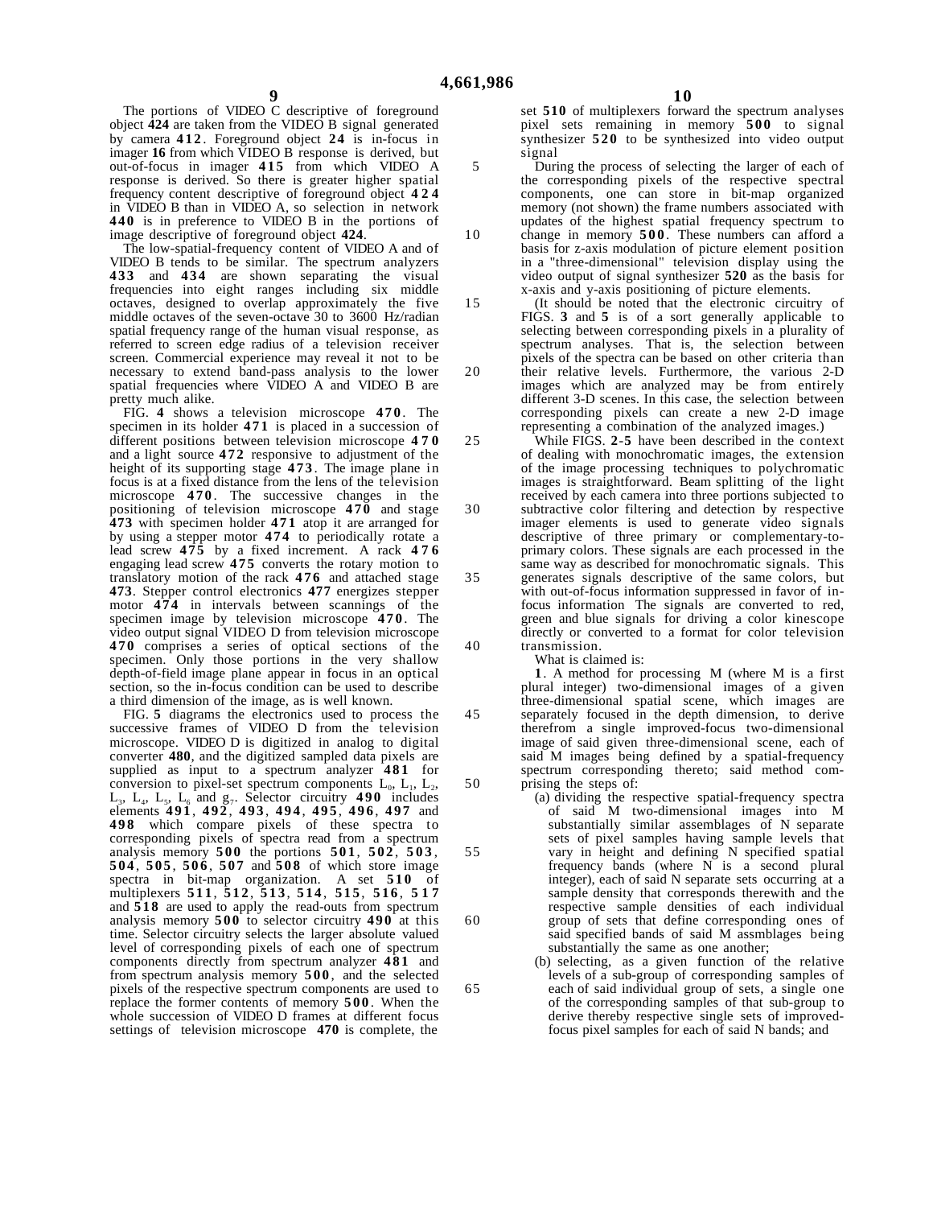The portions of VIDEO C descriptive of foreground object **424** are taken from the VIDEO B signal generated by camera **412**. Foreground object **24** is in-focus in imager **16** from which VIDEO B response is derived, but out-of-focus in imager **415** from which VIDEO A response is derived. So there is greater higher spatial frequency content descriptive of foreground object **424** in VIDEO B than in VIDEO A, so selection in network **440** is in preference to VIDEO B in the portions of image descriptive of foreground object **424**.

The low-spatial-frequency content of VIDEO A and of VIDEO B tends to be similar. The spectrum analyzers **433** and **434** are shown separating the visual frequencies into eight ranges including six middle octaves, designed to overlap approximately the five middle octaves of the seven-octave 30 to 3600 Hz/radian spatial frequency range of the human visual response, as referred to screen edge radius of a television receiver screen. Commercial experience may reveal it not to be necessary to extend band-pass analysis to the lower spatial frequencies where VIDEO A and VIDEO B are pretty much alike.

FIG. **4** shows a television microscope **470**. The specimen in its holder **471** is placed in a succession of different positions between television microscope **470** and a light source **472** responsive to adjustment of the height of its supporting stage **473**. The image plane in focus is at a fixed distance from the lens of the television microscope **470**. The successive changes in the positioning of television microscope **470** and stage **473** with specimen holder **471** atop it are arranged for by using a stepper motor **474** to periodically rotate a lead screw **475** by a fixed increment. A rack **476** engaging lead screw **475** converts the rotary motion to translatory motion of the rack **476** and attached stage **473**. Stepper control electronics **477** energizes stepper motor **474** in intervals between scannings of the specimen image by television microscope **470**. The video output signal VIDEO D from television microscope **470** comprises a series of optical sections of the specimen. Only those portions in the very shallow depth-of-field image plane appear in focus in an optical section, so the in-focus condition can be used to describe a third dimension of the image, as is well known.

FIG. **5** diagrams the electronics used to process the successive frames of VIDEO D from the television microscope. VIDEO D is digitized in analog to digital converter **480**, and the digitized sampled data pixels are supplied as input to a spectrum analyzer **481** for conversion to pixel-set spectrum components $L_0$, $L_1$, $L_2$, $L_3$, $L_4$, $L_5$, $L_6$ and $g_7$. Selector circuitry **490** includes elements **491**, **492**, **493**, **494**, **495**, **496**, **497** and **498** which compare pixels of these spectra to corresponding pixels of spectra read from a spectrum analysis memory **500** the portions **501**, **502**, **503**, **504**, **505**, **506**, **507** and **508** of which store image spectra in bit-map organization. A set **510** of multiplexers **511**, **512**, **513**, **514**, **515**, **516**, **517** and **518** are used to apply the read-outs from spectrum analysis memory **500** to selector circuitry **490** at this time. Selector circuitry selects the larger absolute valued level of corresponding pixels of each one of spectrum components directly from spectrum analyzer **481** and from spectrum analysis memory **500**, and the selected pixels of the respective spectrum components are used to replace the former contents of memory **500**. When the whole succession of VIDEO D frames at different focus settings of television microscope **470** is complete, the set **510** of multiplexers forward the spectrum analyses pixel sets remaining in memory **500** to signal synthesizer **520** to be synthesized into video output signal

During the process of selecting the larger of each of the corresponding pixels of the respective spectral components, one can store in bit-map organized memory (not shown) the frame numbers associated with updates of the highest spatial frequency spectrum to change in memory **500**. These numbers can afford a basis for z-axis modulation of picture element position in a "three-dimensional" television display using the video output of signal synthesizer **520** as the basis for x-axis and y-axis positioning of picture elements.

(It should be noted that the electronic circuitry of FIGS. **3** and **5** is of a sort generally applicable to selecting between corresponding pixels in a plurality of spectrum analyses. That is, the selection between pixels of the spectra can be based on other criteria than their relative levels. Furthermore, the various 2-D images which are analyzed may be from entirely different 3-D scenes. In this case, the selection between corresponding pixels can create a new 2-D image representing a combination of the analyzed images.)

While FIGS. **2**-**5** have been described in the context of dealing with monochromatic images, the extension of the image processing techniques to polychromatic images is straightforward. Beam splitting of the light received by each camera into three portions subjected to subtractive color filtering and detection by respective imager elements is used to generate video signals descriptive of three primary or complementary-to-primary colors. These signals are each processed in the same way as described for monochromatic signals. This generates signals descriptive of the same colors, but with out-of-focus information suppressed in favor of in-focus information The signals are converted to red, green and blue signals for driving a color kinescope directly or converted to a format for color television transmission.

What is claimed is:

**1**. A method for processing M (where M is a first plural integer) two-dimensional images of a given three-dimensional spatial scene, which images are separately focused in the depth dimension, to derive therefrom a single improved-focus two-dimensional image of said given three-dimensional scene, each of said M images being defined by a spatial-frequency spectrum corresponding thereto; said method comprising the steps of:

(a) dividing the respective spatial-frequency spectra of said M two-dimensional images into M substantially similar assemblages of N separate sets of pixel samples having sample levels that vary in height and defining N specified spatial frequency bands (where N is a second plural integer), each of said N separate sets occurring at a sample density that corresponds therewith and the respective sample densities of each individual group of sets that define corresponding ones of said specified bands of said M assmblages being substantially the same as one another;

(b) selecting, as a given function of the relative levels of a sub-group of corresponding samples of each of said individual group of sets, a single one of the corresponding samples of that sub-group to derive thereby respective single sets of improved-focus pixel samples for each of said N bands; and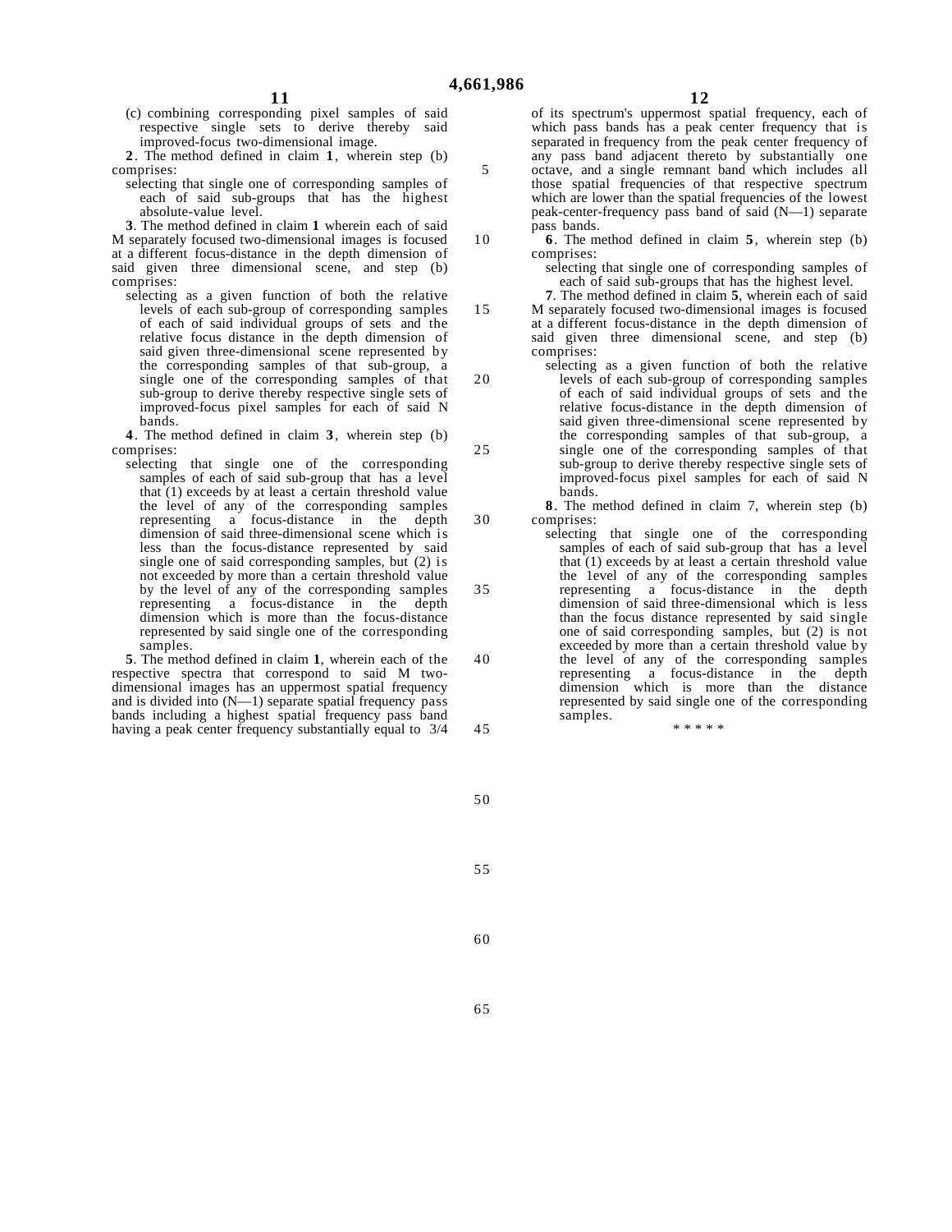(c) combining corresponding pixel samples of said respective single sets to derive thereby said improved-focus two-dimensional image.

**2**. The method defined in claim **1**, wherein step (b) comprises:

selecting that single one of corresponding samples of each of said sub-groups that has the highest absolute-value level.

**3**. The method defined in claim **1** wherein each of said M separately focused two-dimensional images is focused at a different focus-distance in the depth dimension of said given three dimensional scene, and step (b) comprises:

selecting as a given function of both the relative levels of each sub-group of corresponding samples of each of said individual groups of sets and the relative focus distance in the depth dimension of said given three-dimensional scene represented by the corresponding samples of that sub-group, a single one of the corresponding samples of that sub-group to derive thereby respective single sets of improved-focus pixel samples for each of said N bands.

**4**. The method defined in claim **3**, wherein step (b) comprises:

selecting that single one of the corresponding samples of each of said sub-group that has a level that (1) exceeds by at least a certain threshold value the level of any of the corresponding samples representing a focus-distance in the depth dimension of said three-dimensional scene which is less than the focus-distance represented by said single one of said corresponding samples, but (2) is not exceeded by more than a certain threshold value by the level of any of the corresponding samples representing a focus-distance in the depth dimension which is more than the focus-distance represented by said single one of the corresponding samples.

**5**. The method defined in claim **1**, wherein each of the respective spectra that correspond to said M two-dimensional images has an uppermost spatial frequency and is divided into (N—1) separate spatial frequency pass bands including a highest spatial frequency pass band having a peak center frequency substantially equal to 3/4 of its spectrum's uppermost spatial frequency, each of which pass bands has a peak center frequency that is separated in frequency from the peak center frequency of any pass band adjacent thereto by substantially one octave, and a single remnant band which includes all those spatial frequencies of that respective spectrum which are lower than the spatial frequencies of the lowest peak-center-frequency pass band of said (N—1) separate pass bands.

**6**. The method defined in claim **5**, wherein step (b) comprises:

selecting that single one of corresponding samples of each of said sub-groups that has the highest level.

**7**. The method defined in claim **5**, wherein each of said M separately focused two-dimensional images is focused at a different focus-distance in the depth dimension of said given three dimensional scene, and step (b) comprises:

selecting as a given function of both the relative levels of each sub-group of corresponding samples of each of said individual groups of sets and the relative focus-distance in the depth dimension of said given three-dimensional scene represented by the corresponding samples of that sub-group, a single one of the corresponding samples of that sub-group to derive thereby respective single sets of improved-focus pixel samples for each of said N bands.

**8**. The method defined in claim 7, wherein step (b) comprises:

selecting that single one of the corresponding samples of each of said sub-group that has a level that (1) exceeds by at least a certain threshold value the level of any of the corresponding samples representing a focus-distance in the depth dimension of said three-dimensional which is less than the focus distance represented by said single one of said corresponding samples, but (2) is not exceeded by more than a certain threshold value by the level of any of the corresponding samples representing a focus-distance in the depth dimension which is more than the distance represented by said single one of the corresponding samples.

* * * * *